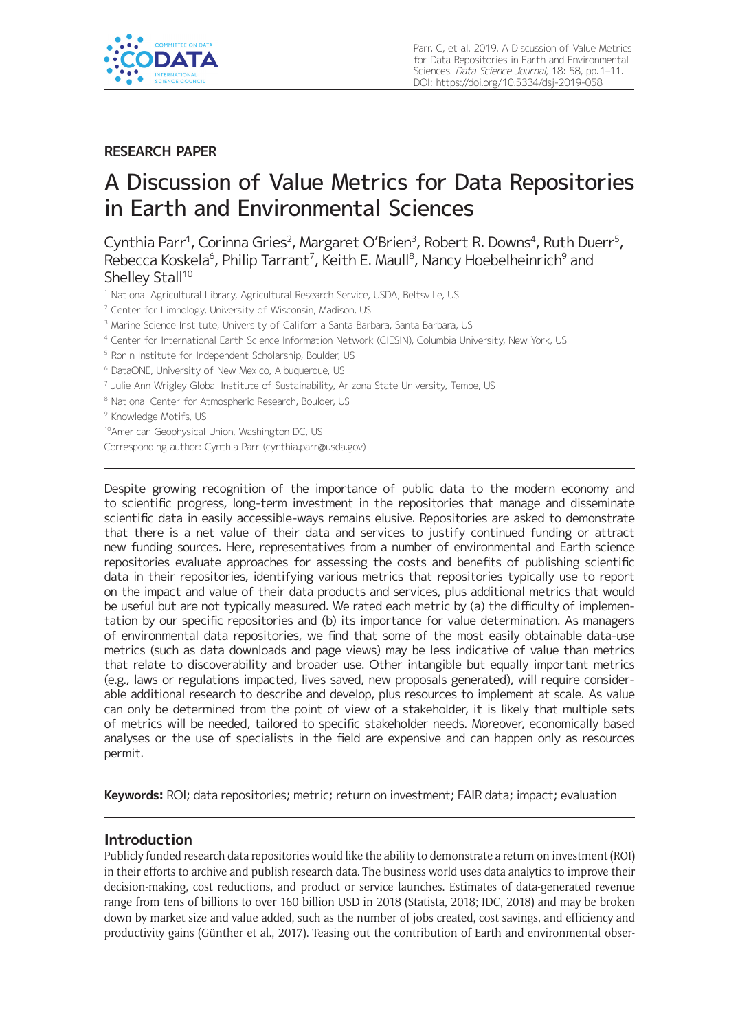**RESEARCH PAPER**

# A Discussion of Value Metrics for Data Repositories in Earth and Environmental Sciences

Cynthia Parr[1], Corinna Gries[2], Margaret O'Brien[3], Robert R. Downs[4], Ruth Duerr[5], Rebecca Koskela[6], Philip Tarrant[7], Keith E. Maull[8], Nancy Hoebelheinrich[9] and Shelley Stall[10]

[1] National Agricultural Library, Agricultural Research Service, USDA, Beltsville, US

[2] Center for Limnology, University of Wisconsin, Madison, US

[3] Marine Science Institute, University of California Santa Barbara, Santa Barbara, US

[4] Center for International Earth Science Information Network (CIESIN), Columbia University, New York, US

[5] Ronin Institute for Independent Scholarship, Boulder, US

[6] DataONE, University of New Mexico, Albuquerque, US

[7] Julie Ann Wrigley Global Institute of Sustainability, Arizona State University, Tempe, US

[8] National Center for Atmospheric Research, Boulder, US

[9] Knowledge Motifs, US

[10] American Geophysical Union, Washington DC, US

Corresponding author: Cynthia Parr (cynthia.parr@usda.gov)

---

Despite growing recognition of the importance of public data to the modern economy and to scientific progress, long-term investment in the repositories that manage and disseminate scientific data in easily accessible-ways remains elusive. Repositories are asked to demonstrate that there is a net value of their data and services to justify continued funding or attract new funding sources. Here, representatives from a number of environmental and Earth science repositories evaluate approaches for assessing the costs and benefits of publishing scientific data in their repositories, identifying various metrics that repositories typically use to report on the impact and value of their data products and services, plus additional metrics that would be useful but are not typically measured. We rated each metric by (a) the difficulty of implementation by our specific repositories and (b) its importance for value determination. As managers of environmental data repositories, we find that some of the most easily obtainable data-use metrics (such as data downloads and page views) may be less indicative of value than metrics that relate to discoverability and broader use. Other intangible but equally important metrics (e.g., laws or regulations impacted, lives saved, new proposals generated), will require considerable additional research to describe and develop, plus resources to implement at scale. As value can only be determined from the point of view of a stakeholder, it is likely that multiple sets of metrics will be needed, tailored to specific stakeholder needs. Moreover, economically based analyses or the use of specialists in the field are expensive and can happen only as resources permit.

---

**Keywords:** ROI; data repositories; metric; return on investment; FAIR data; impact; evaluation

---

## Introduction

Publicly funded research data repositories would like the ability to demonstrate a return on investment (ROI) in their efforts to archive and publish research data. The business world uses data analytics to improve their decision-making, cost reductions, and product or service launches. Estimates of data-generated revenue range from tens of billions to over 160 billion USD in 2018 (Statista, 2018; IDC, 2018) and may be broken down by market size and value added, such as the number of jobs created, cost savings, and efficiency and productivity gains (Günther et al., 2017). Teasing out the contribution of Earth and environmental obser-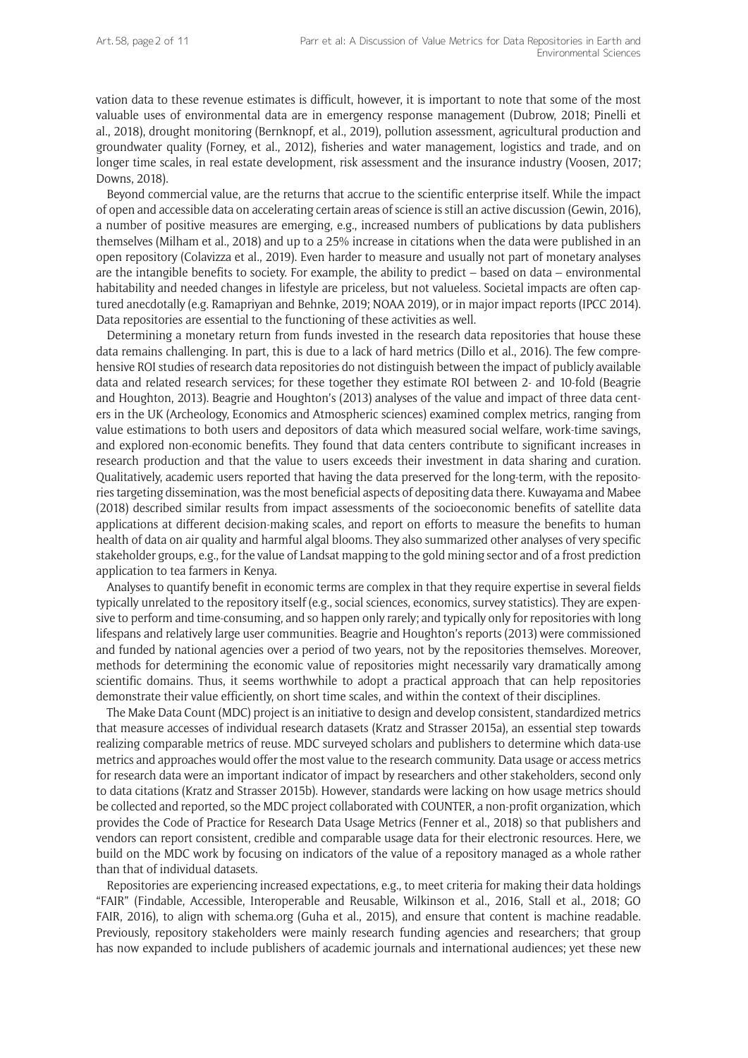vation data to these revenue estimates is difficult, however, it is important to note that some of the most valuable uses of environmental data are in emergency response management (Dubrow, 2018; Pinelli et al., 2018), drought monitoring (Bernknopf, et al., 2019), pollution assessment, agricultural production and groundwater quality (Forney, et al., 2012), fisheries and water management, logistics and trade, and on longer time scales, in real estate development, risk assessment and the insurance industry (Voosen, 2017; Downs, 2018).

Beyond commercial value, are the returns that accrue to the scientific enterprise itself. While the impact of open and accessible data on accelerating certain areas of science is still an active discussion (Gewin, 2016), a number of positive measures are emerging, e.g., increased numbers of publications by data publishers themselves (Milham et al., 2018) and up to a 25% increase in citations when the data were published in an open repository (Colavizza et al., 2019). Even harder to measure and usually not part of monetary analyses are the intangible benefits to society. For example, the ability to predict – based on data – environmental habitability and needed changes in lifestyle are priceless, but not valueless. Societal impacts are often captured anecdotally (e.g. Ramapriyan and Behnke, 2019; NOAA 2019), or in major impact reports (IPCC 2014). Data repositories are essential to the functioning of these activities as well.

Determining a monetary return from funds invested in the research data repositories that house these data remains challenging. In part, this is due to a lack of hard metrics (Dillo et al., 2016). The few comprehensive ROI studies of research data repositories do not distinguish between the impact of publicly available data and related research services; for these together they estimate ROI between 2- and 10-fold (Beagrie and Houghton, 2013). Beagrie and Houghton's (2013) analyses of the value and impact of three data centers in the UK (Archeology, Economics and Atmospheric sciences) examined complex metrics, ranging from value estimations to both users and depositors of data which measured social welfare, work-time savings, and explored non-economic benefits. They found that data centers contribute to significant increases in research production and that the value to users exceeds their investment in data sharing and curation. Qualitatively, academic users reported that having the data preserved for the long-term, with the repositories targeting dissemination, was the most beneficial aspects of depositing data there. Kuwayama and Mabee (2018) described similar results from impact assessments of the socioeconomic benefits of satellite data applications at different decision-making scales, and report on efforts to measure the benefits to human health of data on air quality and harmful algal blooms. They also summarized other analyses of very specific stakeholder groups, e.g., for the value of Landsat mapping to the gold mining sector and of a frost prediction application to tea farmers in Kenya.

Analyses to quantify benefit in economic terms are complex in that they require expertise in several fields typically unrelated to the repository itself (e.g., social sciences, economics, survey statistics). They are expensive to perform and time-consuming, and so happen only rarely; and typically only for repositories with long lifespans and relatively large user communities. Beagrie and Houghton's reports (2013) were commissioned and funded by national agencies over a period of two years, not by the repositories themselves. Moreover, methods for determining the economic value of repositories might necessarily vary dramatically among scientific domains. Thus, it seems worthwhile to adopt a practical approach that can help repositories demonstrate their value efficiently, on short time scales, and within the context of their disciplines.

The Make Data Count (MDC) project is an initiative to design and develop consistent, standardized metrics that measure accesses of individual research datasets (Kratz and Strasser 2015a), an essential step towards realizing comparable metrics of reuse. MDC surveyed scholars and publishers to determine which data-use metrics and approaches would offer the most value to the research community. Data usage or access metrics for research data were an important indicator of impact by researchers and other stakeholders, second only to data citations (Kratz and Strasser 2015b). However, standards were lacking on how usage metrics should be collected and reported, so the MDC project collaborated with COUNTER, a non-profit organization, which provides the Code of Practice for Research Data Usage Metrics (Fenner et al., 2018) so that publishers and vendors can report consistent, credible and comparable usage data for their electronic resources. Here, we build on the MDC work by focusing on indicators of the value of a repository managed as a whole rather than that of individual datasets.

Repositories are experiencing increased expectations, e.g., to meet criteria for making their data holdings "FAIR" (Findable, Accessible, Interoperable and Reusable, Wilkinson et al., 2016, Stall et al., 2018; GO FAIR, 2016), to align with schema.org (Guha et al., 2015), and ensure that content is machine readable. Previously, repository stakeholders were mainly research funding agencies and researchers; that group has now expanded to include publishers of academic journals and international audiences; yet these new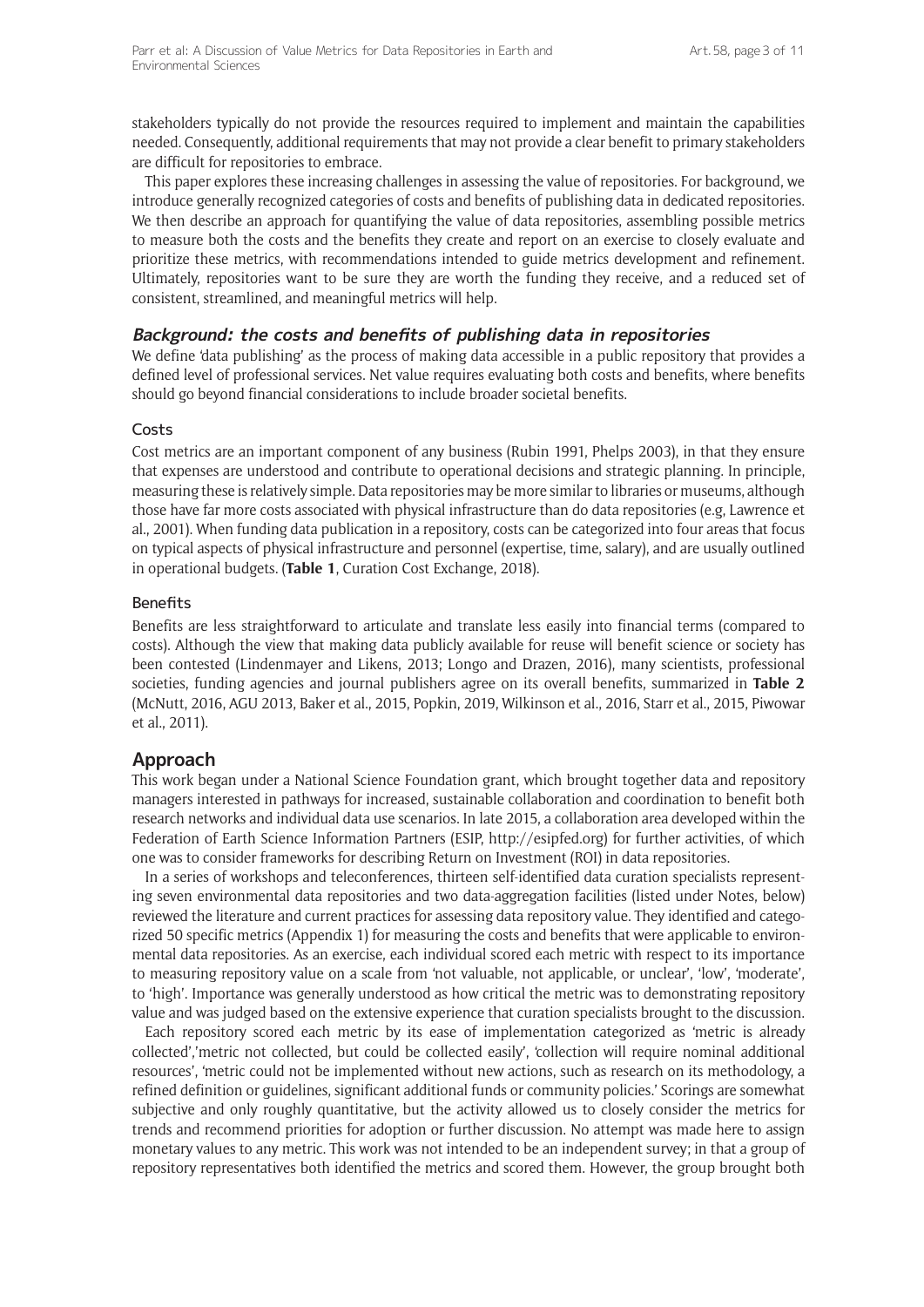stakeholders typically do not provide the resources required to implement and maintain the capabilities needed. Consequently, additional requirements that may not provide a clear benefit to primary stakeholders are difficult for repositories to embrace.

This paper explores these increasing challenges in assessing the value of repositories. For background, we introduce generally recognized categories of costs and benefits of publishing data in dedicated repositories. We then describe an approach for quantifying the value of data repositories, assembling possible metrics to measure both the costs and the benefits they create and report on an exercise to closely evaluate and prioritize these metrics, with recommendations intended to guide metrics development and refinement. Ultimately, repositories want to be sure they are worth the funding they receive, and a reduced set of consistent, streamlined, and meaningful metrics will help.

### *Background: the costs and benefits of publishing data in repositories*

We define 'data publishing' as the process of making data accessible in a public repository that provides a defined level of professional services. Net value requires evaluating both costs and benefits, where benefits should go beyond financial considerations to include broader societal benefits.

#### Costs

Cost metrics are an important component of any business (Rubin 1991, Phelps 2003), in that they ensure that expenses are understood and contribute to operational decisions and strategic planning. In principle, measuring these is relatively simple. Data repositories may be more similar to libraries or museums, although those have far more costs associated with physical infrastructure than do data repositories (e.g, Lawrence et al., 2001). When funding data publication in a repository, costs can be categorized into four areas that focus on typical aspects of physical infrastructure and personnel (expertise, time, salary), and are usually outlined in operational budgets. (**Table 1**, Curation Cost Exchange, 2018).

#### Benefits

Benefits are less straightforward to articulate and translate less easily into financial terms (compared to costs). Although the view that making data publicly available for reuse will benefit science or society has been contested (Lindenmayer and Likens, 2013; Longo and Drazen, 2016), many scientists, professional societies, funding agencies and journal publishers agree on its overall benefits, summarized in **Table 2** (McNutt, 2016, AGU 2013, Baker et al., 2015, Popkin, 2019, Wilkinson et al., 2016, Starr et al., 2015, Piwowar et al., 2011).

## Approach

This work began under a National Science Foundation grant, which brought together data and repository managers interested in pathways for increased, sustainable collaboration and coordination to benefit both research networks and individual data use scenarios. In late 2015, a collaboration area developed within the Federation of Earth Science Information Partners (ESIP, http://esipfed.org) for further activities, of which one was to consider frameworks for describing Return on Investment (ROI) in data repositories.

In a series of workshops and teleconferences, thirteen self-identified data curation specialists representing seven environmental data repositories and two data-aggregation facilities (listed under Notes, below) reviewed the literature and current practices for assessing data repository value. They identified and categorized 50 specific metrics (Appendix 1) for measuring the costs and benefits that were applicable to environmental data repositories. As an exercise, each individual scored each metric with respect to its importance to measuring repository value on a scale from 'not valuable, not applicable, or unclear', 'low', 'moderate', to 'high'. Importance was generally understood as how critical the metric was to demonstrating repository value and was judged based on the extensive experience that curation specialists brought to the discussion.

Each repository scored each metric by its ease of implementation categorized as 'metric is already collected','metric not collected, but could be collected easily', 'collection will require nominal additional resources', 'metric could not be implemented without new actions, such as research on its methodology, a refined definition or guidelines, significant additional funds or community policies.' Scorings are somewhat subjective and only roughly quantitative, but the activity allowed us to closely consider the metrics for trends and recommend priorities for adoption or further discussion. No attempt was made here to assign monetary values to any metric. This work was not intended to be an independent survey; in that a group of repository representatives both identified the metrics and scored them. However, the group brought both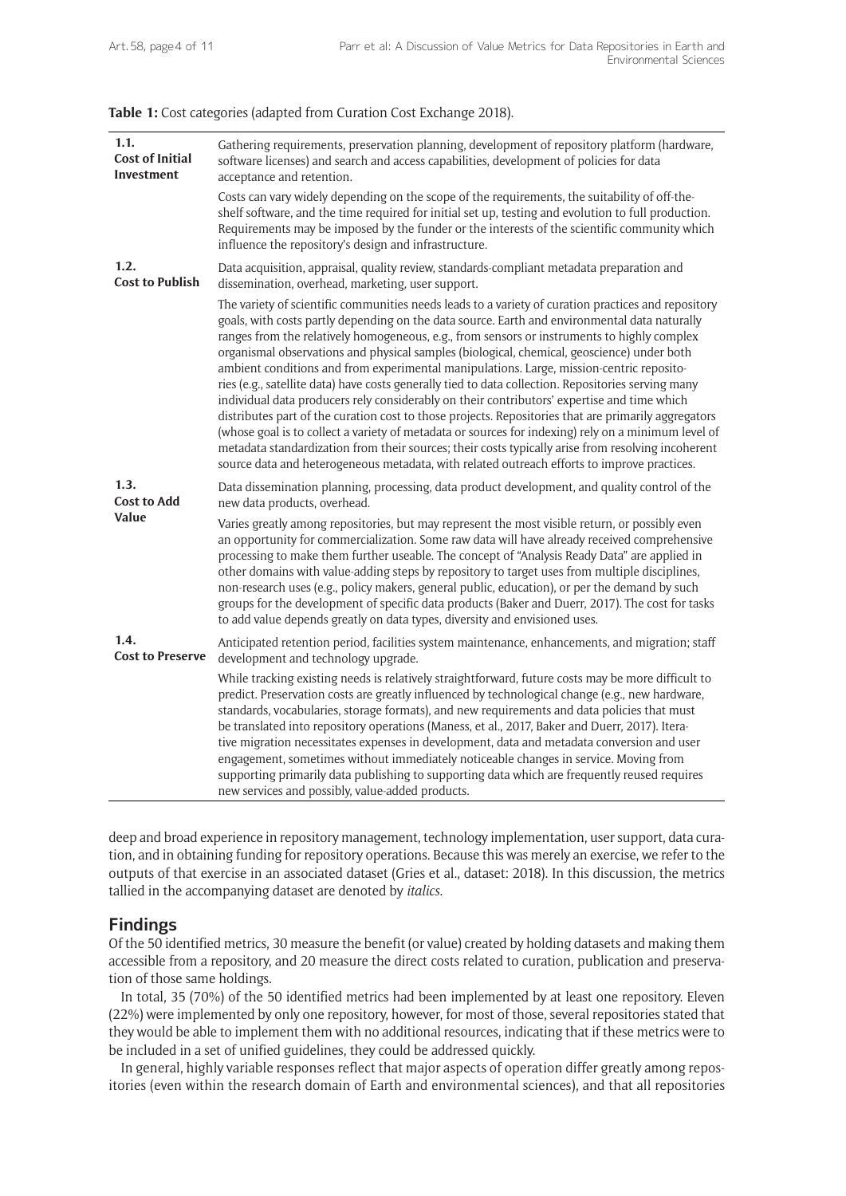**Table 1:** Cost categories (adapted from Curation Cost Exchange 2018).

| | |
|---|---|
| **1.1. Cost of Initial Investment** | Gathering requirements, preservation planning, development of repository platform (hardware, software licenses) and search and access capabilities, development of policies for data acceptance and retention.<br><br>Costs can vary widely depending on the scope of the requirements, the suitability of off-the-shelf software, and the time required for initial set up, testing and evolution to full production. Requirements may be imposed by the funder or the interests of the scientific community which influence the repository's design and infrastructure. |
| **1.2. Cost to Publish** | Data acquisition, appraisal, quality review, standards-compliant metadata preparation and dissemination, overhead, marketing, user support.<br><br>The variety of scientific communities needs leads to a variety of curation practices and repository goals, with costs partly depending on the data source. Earth and environmental data naturally ranges from the relatively homogeneous, e.g., from sensors or instruments to highly complex organismal observations and physical samples (biological, chemical, geoscience) under both ambient conditions and from experimental manipulations. Large, mission-centric repositories (e.g., satellite data) have costs generally tied to data collection. Repositories serving many individual data producers rely considerably on their contributors' expertise and time which distributes part of the curation cost to those projects. Repositories that are primarily aggregators (whose goal is to collect a variety of metadata or sources for indexing) rely on a minimum level of metadata standardization from their sources; their costs typically arise from resolving incoherent source data and heterogeneous metadata, with related outreach efforts to improve practices. |
| **1.3. Cost to Add Value** | Data dissemination planning, processing, data product development, and quality control of the new data products, overhead.<br><br>Varies greatly among repositories, but may represent the most visible return, or possibly even an opportunity for commercialization. Some raw data will have already received comprehensive processing to make them further useable. The concept of "Analysis Ready Data" are applied in other domains with value-adding steps by repository to target uses from multiple disciplines, non-research uses (e.g., policy makers, general public, education), or per the demand by such groups for the development of specific data products (Baker and Duerr, 2017). The cost for tasks to add value depends greatly on data types, diversity and envisioned uses. |
| **1.4. Cost to Preserve** | Anticipated retention period, facilities system maintenance, enhancements, and migration; staff development and technology upgrade.<br><br>While tracking existing needs is relatively straightforward, future costs may be more difficult to predict. Preservation costs are greatly influenced by technological change (e.g., new hardware, standards, vocabularies, storage formats), and new requirements and data policies that must be translated into repository operations (Maness, et al., 2017, Baker and Duerr, 2017). Iterative migration necessitates expenses in development, data and metadata conversion and user engagement, sometimes without immediately noticeable changes in service. Moving from supporting primarily data publishing to supporting data which are frequently reused requires new services and possibly, value-added products. |

deep and broad experience in repository management, technology implementation, user support, data curation, and in obtaining funding for repository operations. Because this was merely an exercise, we refer to the outputs of that exercise in an associated dataset (Gries et al., dataset: 2018). In this discussion, the metrics tallied in the accompanying dataset are denoted by *italics*.

## Findings

Of the 50 identified metrics, 30 measure the benefit (or value) created by holding datasets and making them accessible from a repository, and 20 measure the direct costs related to curation, publication and preservation of those same holdings.

In total, 35 (70%) of the 50 identified metrics had been implemented by at least one repository. Eleven (22%) were implemented by only one repository, however, for most of those, several repositories stated that they would be able to implement them with no additional resources, indicating that if these metrics were to be included in a set of unified guidelines, they could be addressed quickly.

In general, highly variable responses reflect that major aspects of operation differ greatly among repositories (even within the research domain of Earth and environmental sciences), and that all repositories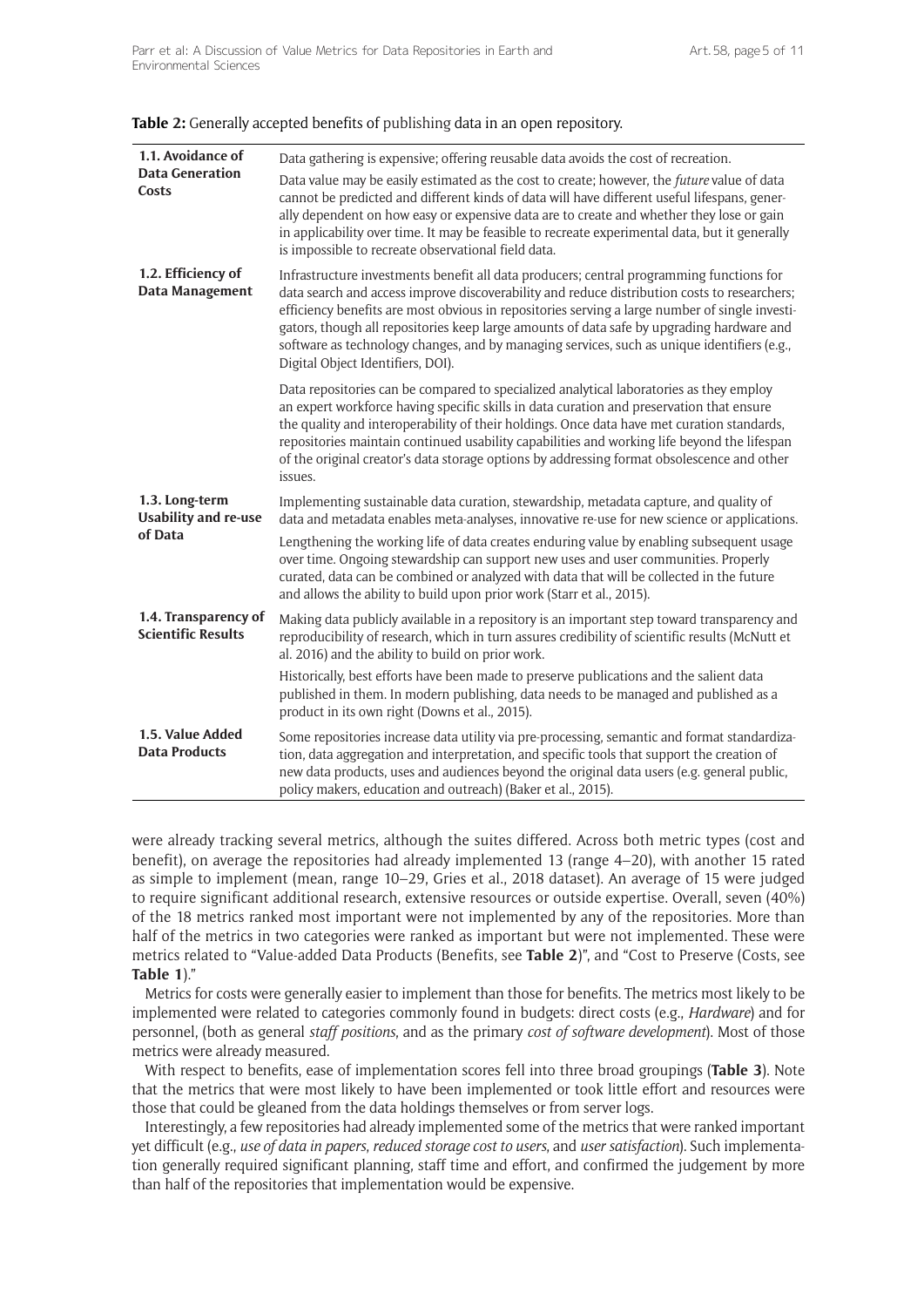**Table 2:** Generally accepted benefits of publishing data in an open repository.

| | |
|---|---|
| **1.1. Avoidance of Data Generation Costs** | Data gathering is expensive; offering reusable data avoids the cost of recreation.<br>Data value may be easily estimated as the cost to create; however, the *future* value of data cannot be predicted and different kinds of data will have different useful lifespans, generally dependent on how easy or expensive data are to create and whether they lose or gain in applicability over time. It may be feasible to recreate experimental data, but it generally is impossible to recreate observational field data. |
| **1.2. Efficiency of Data Management** | Infrastructure investments benefit all data producers; central programming functions for data search and access improve discoverability and reduce distribution costs to researchers; efficiency benefits are most obvious in repositories serving a large number of single investigators, though all repositories keep large amounts of data safe by upgrading hardware and software as technology changes, and by managing services, such as unique identifiers (e.g., Digital Object Identifiers, DOI).<br>Data repositories can be compared to specialized analytical laboratories as they employ an expert workforce having specific skills in data curation and preservation that ensure the quality and interoperability of their holdings. Once data have met curation standards, repositories maintain continued usability capabilities and working life beyond the lifespan of the original creator's data storage options by addressing format obsolescence and other issues. |
| **1.3. Long-term Usability and re-use of Data** | Implementing sustainable data curation, stewardship, metadata capture, and quality of data and metadata enables meta-analyses, innovative re-use for new science or applications.<br>Lengthening the working life of data creates enduring value by enabling subsequent usage over time. Ongoing stewardship can support new uses and user communities. Properly curated, data can be combined or analyzed with data that will be collected in the future and allows the ability to build upon prior work (Starr et al., 2015). |
| **1.4. Transparency of Scientific Results** | Making data publicly available in a repository is an important step toward transparency and reproducibility of research, which in turn assures credibility of scientific results (McNutt et al. 2016) and the ability to build on prior work.<br>Historically, best efforts have been made to preserve publications and the salient data published in them. In modern publishing, data needs to be managed and published as a product in its own right (Downs et al., 2015). |
| **1.5. Value Added Data Products** | Some repositories increase data utility via pre-processing, semantic and format standardization, data aggregation and interpretation, and specific tools that support the creation of new data products, uses and audiences beyond the original data users (e.g. general public, policy makers, education and outreach) (Baker et al., 2015). |

were already tracking several metrics, although the suites differed. Across both metric types (cost and benefit), on average the repositories had already implemented 13 (range 4–20), with another 15 rated as simple to implement (mean, range 10–29, Gries et al., 2018 dataset). An average of 15 were judged to require significant additional research, extensive resources or outside expertise. Overall, seven (40%) of the 18 metrics ranked most important were not implemented by any of the repositories. More than half of the metrics in two categories were ranked as important but were not implemented. These were metrics related to "Value-added Data Products (Benefits, see **Table 2**)", and "Cost to Preserve (Costs, see **Table 1**)."

Metrics for costs were generally easier to implement than those for benefits. The metrics most likely to be implemented were related to categories commonly found in budgets: direct costs (e.g., *Hardware*) and for personnel, (both as general *staff positions*, and as the primary *cost of software development*). Most of those metrics were already measured.

With respect to benefits, ease of implementation scores fell into three broad groupings (**Table 3**). Note that the metrics that were most likely to have been implemented or took little effort and resources were those that could be gleaned from the data holdings themselves or from server logs.

Interestingly, a few repositories had already implemented some of the metrics that were ranked important yet difficult (e.g., *use of data in papers*, *reduced storage cost to users*, and *user satisfaction*). Such implementation generally required significant planning, staff time and effort, and confirmed the judgement by more than half of the repositories that implementation would be expensive.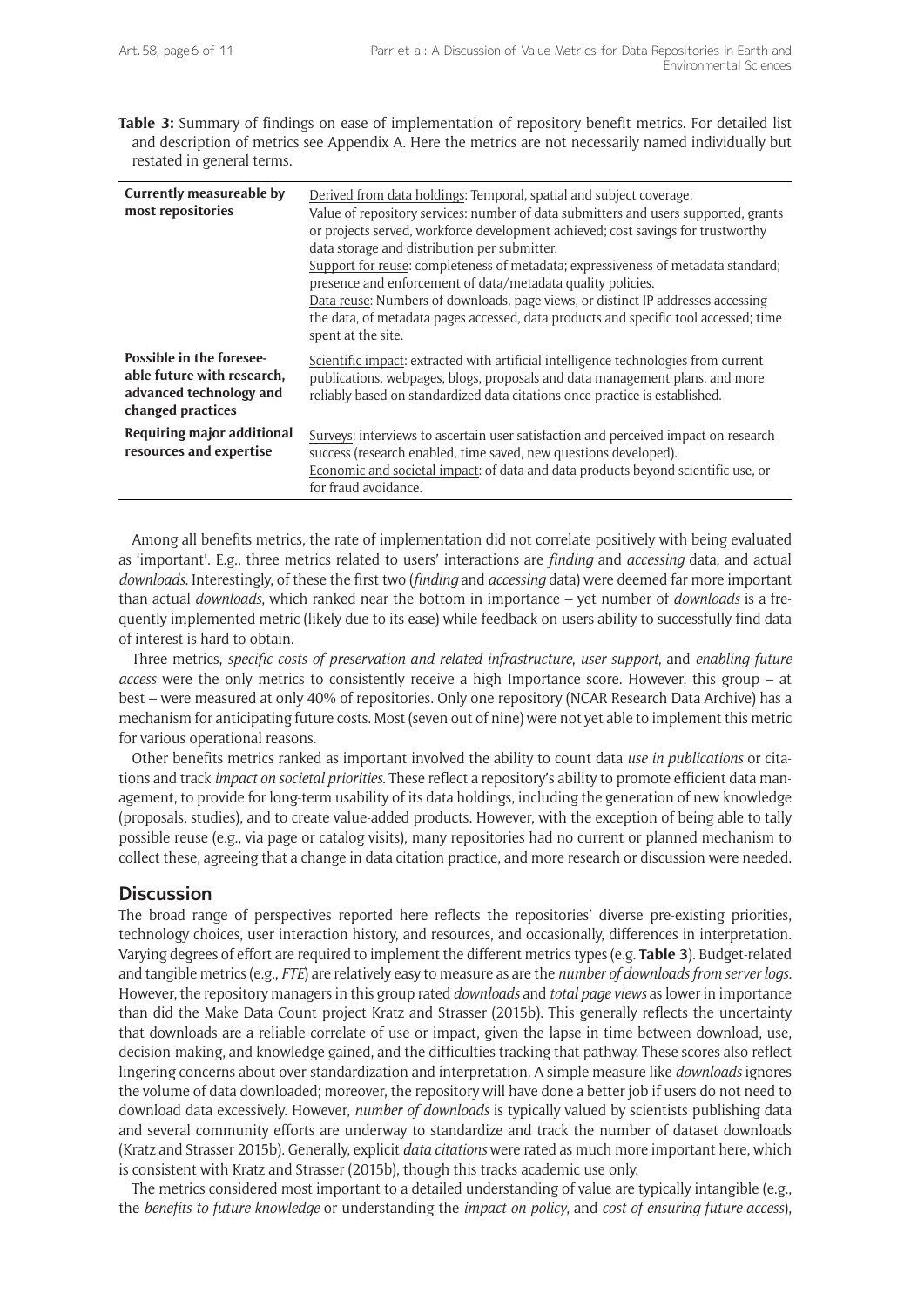**Table 3:** Summary of findings on ease of implementation of repository benefit metrics. For detailed list and description of metrics see Appendix A. Here the metrics are not necessarily named individually but restated in general terms.

| | |
|---|---|
| **Currently measureable by most repositories** | Derived from data holdings: Temporal, spatial and subject coverage; Value of repository services: number of data submitters and users supported, grants or projects served, workforce development achieved; cost savings for trustworthy data storage and distribution per submitter. Support for reuse: completeness of metadata; expressiveness of metadata standard; presence and enforcement of data/metadata quality policies. Data reuse: Numbers of downloads, page views, or distinct IP addresses accessing the data, of metadata pages accessed, data products and specific tool accessed; time spent at the site. |
| **Possible in the foreseeable future with research, advanced technology and changed practices** | Scientific impact: extracted with artificial intelligence technologies from current publications, webpages, blogs, proposals and data management plans, and more reliably based on standardized data citations once practice is established. |
| **Requiring major additional resources and expertise** | Surveys: interviews to ascertain user satisfaction and perceived impact on research success (research enabled, time saved, new questions developed). Economic and societal impact: of data and data products beyond scientific use, or for fraud avoidance. |

Among all benefits metrics, the rate of implementation did not correlate positively with being evaluated as 'important'. E.g., three metrics related to users' interactions are *finding* and *accessing* data, and actual *downloads*. Interestingly, of these the first two (*finding* and *accessing* data) were deemed far more important than actual *downloads*, which ranked near the bottom in importance – yet number of *downloads* is a frequently implemented metric (likely due to its ease) while feedback on users ability to successfully find data of interest is hard to obtain.

Three metrics, *specific costs of preservation and related infrastructure*, *user support*, and *enabling future access* were the only metrics to consistently receive a high Importance score. However, this group – at best – were measured at only 40% of repositories. Only one repository (NCAR Research Data Archive) has a mechanism for anticipating future costs. Most (seven out of nine) were not yet able to implement this metric for various operational reasons.

Other benefits metrics ranked as important involved the ability to count data *use in publications* or citations and track *impact on societal priorities*. These reflect a repository's ability to promote efficient data management, to provide for long-term usability of its data holdings, including the generation of new knowledge (proposals, studies), and to create value-added products. However, with the exception of being able to tally possible reuse (e.g., via page or catalog visits), many repositories had no current or planned mechanism to collect these, agreeing that a change in data citation practice, and more research or discussion were needed.

## Discussion

The broad range of perspectives reported here reflects the repositories' diverse pre-existing priorities, technology choices, user interaction history, and resources, and occasionally, differences in interpretation. Varying degrees of effort are required to implement the different metrics types (e.g. **Table 3**). Budget-related and tangible metrics (e.g., *FTE*) are relatively easy to measure as are the *number of downloads from server logs.* However, the repository managers in this group rated *downloads* and *total page views* as lower in importance than did the Make Data Count project Kratz and Strasser (2015b). This generally reflects the uncertainty that downloads are a reliable correlate of use or impact, given the lapse in time between download, use, decision-making, and knowledge gained, and the difficulties tracking that pathway. These scores also reflect lingering concerns about over-standardization and interpretation. A simple measure like *downloads* ignores the volume of data downloaded; moreover, the repository will have done a better job if users do not need to download data excessively. However, *number of downloads* is typically valued by scientists publishing data and several community efforts are underway to standardize and track the number of dataset downloads (Kratz and Strasser 2015b). Generally, explicit *data citations* were rated as much more important here, which is consistent with Kratz and Strasser (2015b), though this tracks academic use only.

The metrics considered most important to a detailed understanding of value are typically intangible (e.g., the *benefits to future knowledge* or understanding the *impact on policy*, and *cost of ensuring future access*),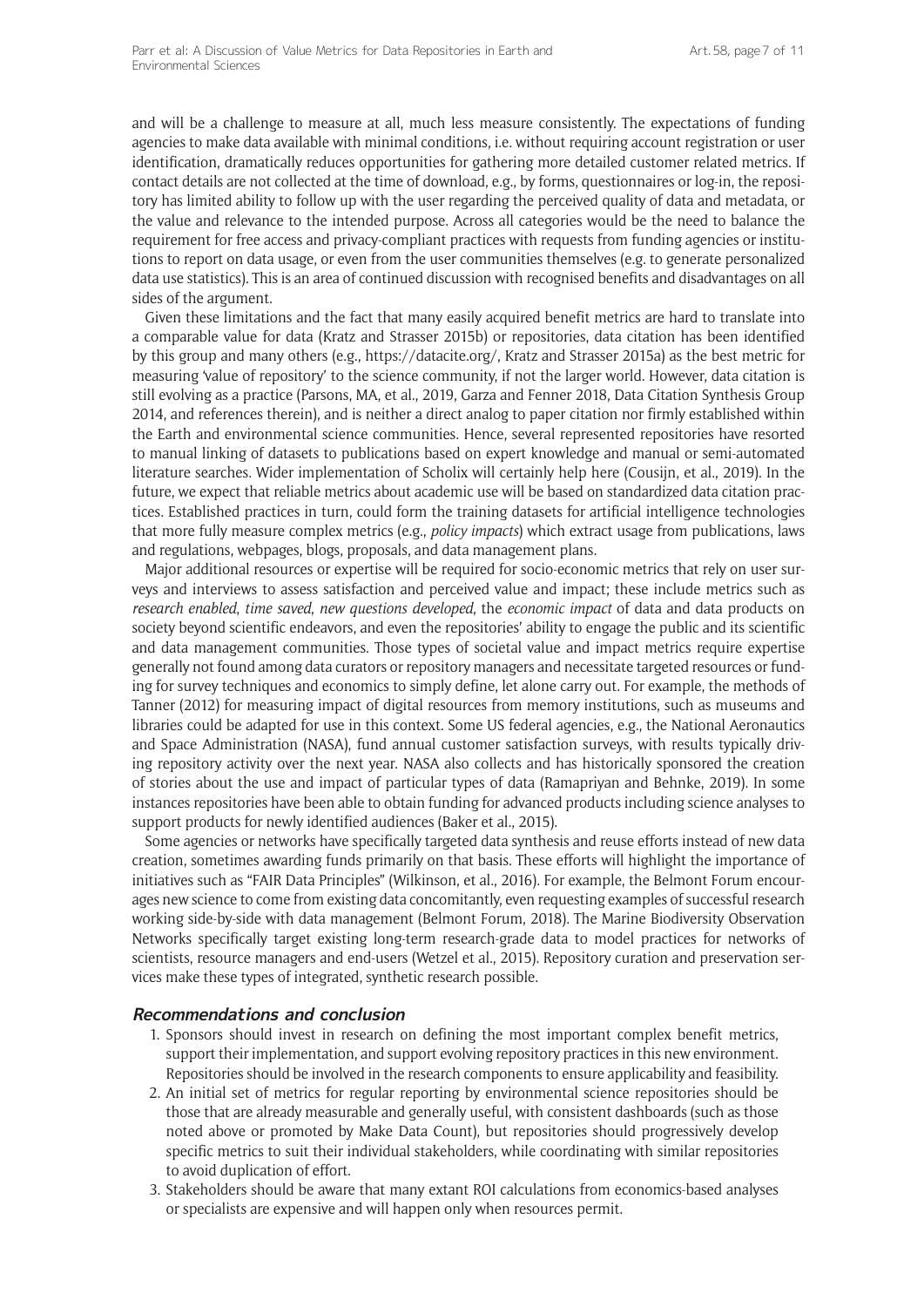and will be a challenge to measure at all, much less measure consistently. The expectations of funding agencies to make data available with minimal conditions, i.e. without requiring account registration or user identification, dramatically reduces opportunities for gathering more detailed customer related metrics. If contact details are not collected at the time of download, e.g., by forms, questionnaires or log-in, the repository has limited ability to follow up with the user regarding the perceived quality of data and metadata, or the value and relevance to the intended purpose. Across all categories would be the need to balance the requirement for free access and privacy-compliant practices with requests from funding agencies or institutions to report on data usage, or even from the user communities themselves (e.g. to generate personalized data use statistics). This is an area of continued discussion with recognised benefits and disadvantages on all sides of the argument.

Given these limitations and the fact that many easily acquired benefit metrics are hard to translate into a comparable value for data (Kratz and Strasser 2015b) or repositories, data citation has been identified by this group and many others (e.g., https://datacite.org/, Kratz and Strasser 2015a) as the best metric for measuring 'value of repository' to the science community, if not the larger world. However, data citation is still evolving as a practice (Parsons, MA, et al., 2019, Garza and Fenner 2018, Data Citation Synthesis Group 2014, and references therein), and is neither a direct analog to paper citation nor firmly established within the Earth and environmental science communities. Hence, several represented repositories have resorted to manual linking of datasets to publications based on expert knowledge and manual or semi-automated literature searches. Wider implementation of Scholix will certainly help here (Cousijn, et al., 2019). In the future, we expect that reliable metrics about academic use will be based on standardized data citation practices. Established practices in turn, could form the training datasets for artificial intelligence technologies that more fully measure complex metrics (e.g., *policy impacts*) which extract usage from publications, laws and regulations, webpages, blogs, proposals, and data management plans.

Major additional resources or expertise will be required for socio-economic metrics that rely on user surveys and interviews to assess satisfaction and perceived value and impact; these include metrics such as *research enabled*, *time saved*, *new questions developed*, the *economic impact* of data and data products on society beyond scientific endeavors, and even the repositories' ability to engage the public and its scientific and data management communities. Those types of societal value and impact metrics require expertise generally not found among data curators or repository managers and necessitate targeted resources or funding for survey techniques and economics to simply define, let alone carry out. For example, the methods of Tanner (2012) for measuring impact of digital resources from memory institutions, such as museums and libraries could be adapted for use in this context. Some US federal agencies, e.g., the National Aeronautics and Space Administration (NASA), fund annual customer satisfaction surveys, with results typically driving repository activity over the next year. NASA also collects and has historically sponsored the creation of stories about the use and impact of particular types of data (Ramapriyan and Behnke, 2019). In some instances repositories have been able to obtain funding for advanced products including science analyses to support products for newly identified audiences (Baker et al., 2015).

Some agencies or networks have specifically targeted data synthesis and reuse efforts instead of new data creation, sometimes awarding funds primarily on that basis. These efforts will highlight the importance of initiatives such as "FAIR Data Principles" (Wilkinson, et al., 2016). For example, the Belmont Forum encourages new science to come from existing data concomitantly, even requesting examples of successful research working side-by-side with data management (Belmont Forum, 2018). The Marine Biodiversity Observation Networks specifically target existing long-term research-grade data to model practices for networks of scientists, resource managers and end-users (Wetzel et al., 2015). Repository curation and preservation services make these types of integrated, synthetic research possible.

## Recommendations and conclusion

1. Sponsors should invest in research on defining the most important complex benefit metrics, support their implementation, and support evolving repository practices in this new environment. Repositories should be involved in the research components to ensure applicability and feasibility.
2. An initial set of metrics for regular reporting by environmental science repositories should be those that are already measurable and generally useful, with consistent dashboards (such as those noted above or promoted by Make Data Count), but repositories should progressively develop specific metrics to suit their individual stakeholders, while coordinating with similar repositories to avoid duplication of effort.
3. Stakeholders should be aware that many extant ROI calculations from economics-based analyses or specialists are expensive and will happen only when resources permit.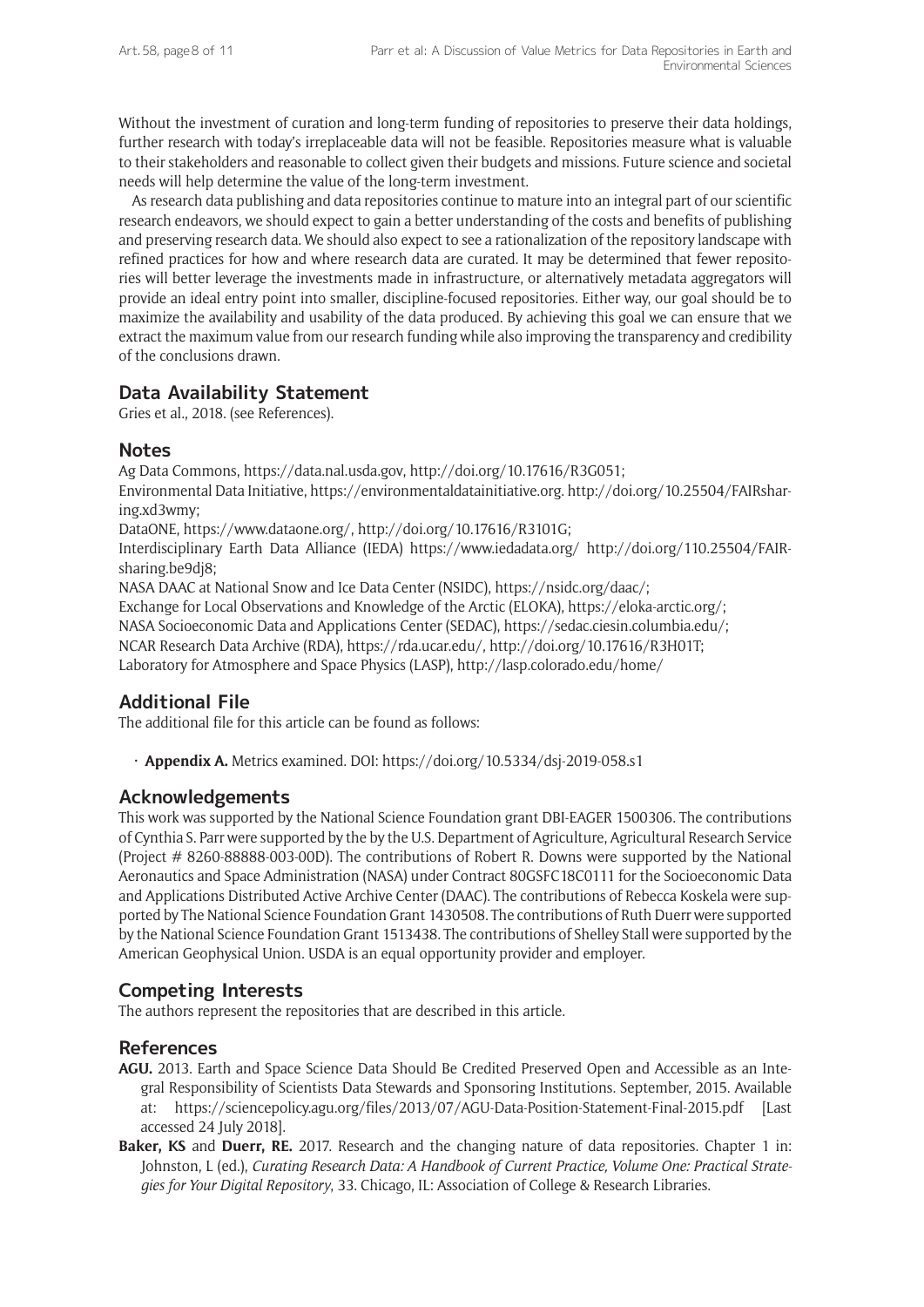Without the investment of curation and long-term funding of repositories to preserve their data holdings, further research with today's irreplaceable data will not be feasible. Repositories measure what is valuable to their stakeholders and reasonable to collect given their budgets and missions. Future science and societal needs will help determine the value of the long-term investment.

As research data publishing and data repositories continue to mature into an integral part of our scientific research endeavors, we should expect to gain a better understanding of the costs and benefits of publishing and preserving research data. We should also expect to see a rationalization of the repository landscape with refined practices for how and where research data are curated. It may be determined that fewer repositories will better leverage the investments made in infrastructure, or alternatively metadata aggregators will provide an ideal entry point into smaller, discipline-focused repositories. Either way, our goal should be to maximize the availability and usability of the data produced. By achieving this goal we can ensure that we extract the maximum value from our research funding while also improving the transparency and credibility of the conclusions drawn.

## Data Availability Statement

Gries et al., 2018. (see References).

## Notes

Ag Data Commons, https://data.nal.usda.gov, http://doi.org/10.17616/R3G051;
Environmental Data Initiative, https://environmentaldatainitiative.org. http://doi.org/10.25504/FAIRsharing.xd3wmy;
DataONE, https://www.dataone.org/, http://doi.org/10.17616/R3101G;
Interdisciplinary Earth Data Alliance (IEDA) https://www.iedadata.org/ http://doi.org/110.25504/FAIRsharing.be9dj8;
NASA DAAC at National Snow and Ice Data Center (NSIDC), https://nsidc.org/daac/;
Exchange for Local Observations and Knowledge of the Arctic (ELOKA), https://eloka-arctic.org/;
NASA Socioeconomic Data and Applications Center (SEDAC), https://sedac.ciesin.columbia.edu/;
NCAR Research Data Archive (RDA), https://rda.ucar.edu/, http://doi.org/10.17616/R3H01T;
Laboratory for Atmosphere and Space Physics (LASP), http://lasp.colorado.edu/home/

## Additional File

The additional file for this article can be found as follows:

- **Appendix A.** Metrics examined. DOI: https://doi.org/10.5334/dsj-2019-058.s1

## Acknowledgements

This work was supported by the National Science Foundation grant DBI-EAGER 1500306. The contributions of Cynthia S. Parr were supported by the by the U.S. Department of Agriculture, Agricultural Research Service (Project # 8260-88888-003-00D). The contributions of Robert R. Downs were supported by the National Aeronautics and Space Administration (NASA) under Contract 80GSFC18C0111 for the Socioeconomic Data and Applications Distributed Active Archive Center (DAAC). The contributions of Rebecca Koskela were supported by The National Science Foundation Grant 1430508. The contributions of Ruth Duerr were supported by the National Science Foundation Grant 1513438. The contributions of Shelley Stall were supported by the American Geophysical Union. USDA is an equal opportunity provider and employer.

## Competing Interests

The authors represent the repositories that are described in this article.

## References

**AGU.** 2013. Earth and Space Science Data Should Be Credited Preserved Open and Accessible as an Integral Responsibility of Scientists Data Stewards and Sponsoring Institutions. September, 2015. Available at: https://sciencepolicy.agu.org/files/2013/07/AGU-Data-Position-Statement-Final-2015.pdf [Last accessed 24 July 2018].

**Baker, KS** and **Duerr, RE.** 2017. Research and the changing nature of data repositories. Chapter 1 in: Johnston, L (ed.), *Curating Research Data: A Handbook of Current Practice, Volume One: Practical Strategies for Your Digital Repository*, 33. Chicago, IL: Association of College & Research Libraries.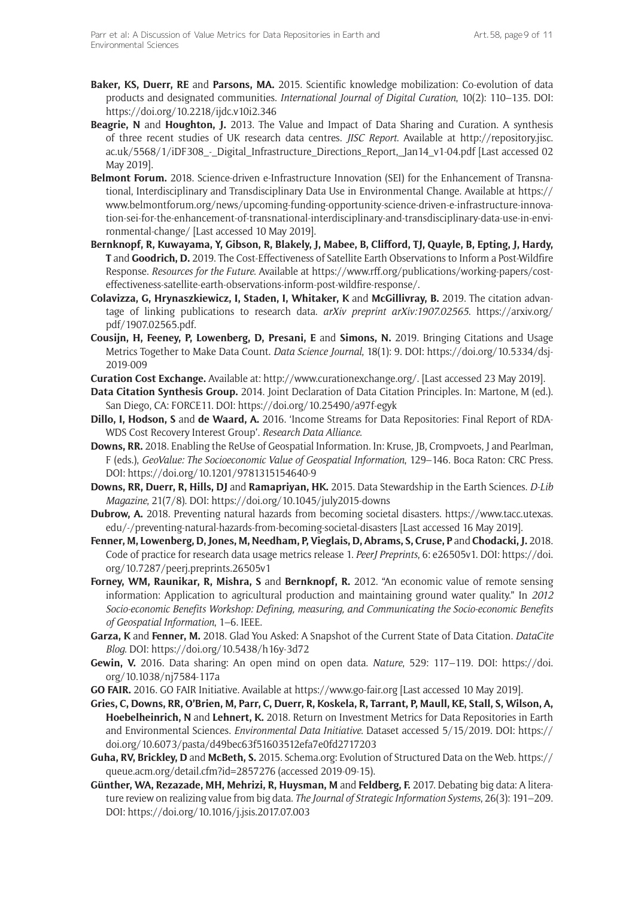**Baker, KS, Duerr, RE** and **Parsons, MA.** 2015. Scientific knowledge mobilization: Co-evolution of data products and designated communities. *International Journal of Digital Curation*, 10(2): 110–135. DOI: https://doi.org/10.2218/ijdc.v10i2.346

**Beagrie, N** and **Houghton, J.** 2013. The Value and Impact of Data Sharing and Curation. A synthesis of three recent studies of UK research data centres. *JISC Report*. Available at http://repository.jisc.ac.uk/5568/1/iDF308_-_Digital_Infrastructure_Directions_Report,_Jan14_v1-04.pdf [Last accessed 02 May 2019].

**Belmont Forum.** 2018. Science-driven e-Infrastructure Innovation (SEI) for the Enhancement of Transnational, Interdisciplinary and Transdisciplinary Data Use in Environmental Change. Available at https://www.belmontforum.org/news/upcoming-funding-opportunity-science-driven-e-infrastructure-innovation-sei-for-the-enhancement-of-transnational-interdisciplinary-and-transdisciplinary-data-use-in-environmental-change/ [Last accessed 10 May 2019].

**Bernknopf, R, Kuwayama, Y, Gibson, R, Blakely, J, Mabee, B, Clifford, TJ, Quayle, B, Epting, J, Hardy, T** and **Goodrich, D.** 2019. The Cost-Effectiveness of Satellite Earth Observations to Inform a Post-Wildfire Response. *Resources for the Future*. Available at https://www.rff.org/publications/working-papers/cost-effectiveness-satellite-earth-observations-inform-post-wildfire-response/.

**Colavizza, G, Hrynaszkiewicz, I, Staden, I, Whitaker, K** and **McGillivray, B.** 2019. The citation advantage of linking publications to research data. *arXiv preprint arXiv:1907.02565*. https://arxiv.org/pdf/1907.02565.pdf.

**Cousijn, H, Feeney, P, Lowenberg, D, Presani, E** and **Simons, N.** 2019. Bringing Citations and Usage Metrics Together to Make Data Count. *Data Science Journal*, 18(1): 9. DOI: https://doi.org/10.5334/dsj-2019-009

**Curation Cost Exchange.** Available at: http://www.curationexchange.org/. [Last accessed 23 May 2019].

**Data Citation Synthesis Group.** 2014. Joint Declaration of Data Citation Principles. In: Martone, M (ed.). San Diego, CA: FORCE11. DOI: https://doi.org/10.25490/a97f-egyk

**Dillo, I, Hodson, S** and **de Waard, A.** 2016. 'Income Streams for Data Repositories: Final Report of RDA-WDS Cost Recovery Interest Group'. *Research Data Alliance*.

**Downs, RR.** 2018. Enabling the ReUse of Geospatial Information. In: Kruse, JB, Crompvoets, J and Pearlman, F (eds.), *GeoValue: The Socioeconomic Value of Geospatial Information*, 129–146. Boca Raton: CRC Press. DOI: https://doi.org/10.1201/9781315154640-9

**Downs, RR, Duerr, R, Hills, DJ** and **Ramapriyan, HK.** 2015. Data Stewardship in the Earth Sciences. *D-Lib Magazine*, 21(7/8). DOI: https://doi.org/10.1045/july2015-downs

**Dubrow, A.** 2018. Preventing natural hazards from becoming societal disasters. https://www.tacc.utexas.edu/-/preventing-natural-hazards-from-becoming-societal-disasters [Last accessed 16 May 2019].

**Fenner, M, Lowenberg, D, Jones, M, Needham, P, Vieglais, D, Abrams, S, Cruse, P** and **Chodacki, J.** 2018. Code of practice for research data usage metrics release 1. *PeerJ Preprints*, 6: e26505v1. DOI: https://doi.org/10.7287/peerj.preprints.26505v1

**Forney, WM, Raunikar, R, Mishra, S** and **Bernknopf, R.** 2012. "An economic value of remote sensing information: Application to agricultural production and maintaining ground water quality." In *2012 Socio-economic Benefits Workshop: Defining, measuring, and Communicating the Socio-economic Benefits of Geospatial Information*, 1–6. IEEE.

**Garza, K** and **Fenner, M.** 2018. Glad You Asked: A Snapshot of the Current State of Data Citation. *DataCite Blog*. DOI: https://doi.org/10.5438/h16y-3d72

**Gewin, V.** 2016. Data sharing: An open mind on open data. *Nature*, 529: 117–119. DOI: https://doi.org/10.1038/nj7584-117a

**GO FAIR.** 2016. GO FAIR Initiative. Available at https://www.go-fair.org [Last accessed 10 May 2019].

**Gries, C, Downs, RR, O'Brien, M, Parr, C, Duerr, R, Koskela, R, Tarrant, P, Maull, KE, Stall, S, Wilson, A, Hoebelheinrich, N** and **Lehnert, K.** 2018. Return on Investment Metrics for Data Repositories in Earth and Environmental Sciences. *Environmental Data Initiative*. Dataset accessed 5/15/2019. DOI: https://doi.org/10.6073/pasta/d49bec63f51603512efa7e0fd2717203

**Guha, RV, Brickley, D** and **McBeth, S.** 2015. Schema.org: Evolution of Structured Data on the Web. https://queue.acm.org/detail.cfm?id=2857276 (accessed 2019-09-15).

**Günther, WA, Rezazade, MH, Mehrizi, R, Huysman, M** and **Feldberg, F.** 2017. Debating big data: A literature review on realizing value from big data. *The Journal of Strategic Information Systems*, 26(3): 191–209. DOI: https://doi.org/10.1016/j.jsis.2017.07.003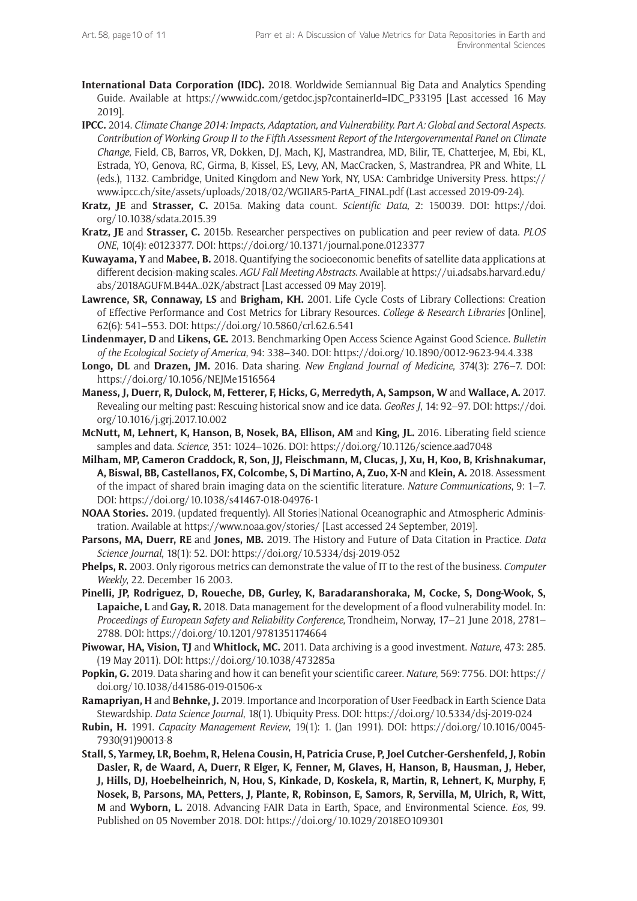**International Data Corporation (IDC).** 2018. Worldwide Semiannual Big Data and Analytics Spending Guide. Available at https://www.idc.com/getdoc.jsp?containerId=IDC_P33195 [Last accessed 16 May 2019].

**IPCC.** 2014. *Climate Change 2014: Impacts, Adaptation, and Vulnerability. Part A: Global and Sectoral Aspects. Contribution of Working Group II to the Fifth Assessment Report of the Intergovernmental Panel on Climate Change*, Field, CB, Barros, VR, Dokken, DJ, Mach, KJ, Mastrandrea, MD, Bilir, TE, Chatterjee, M, Ebi, KL, Estrada, YO, Genova, RC, Girma, B, Kissel, ES, Levy, AN, MacCracken, S, Mastrandrea, PR and White, LL (eds.), 1132. Cambridge, United Kingdom and New York, NY, USA: Cambridge University Press. https://www.ipcc.ch/site/assets/uploads/2018/02/WGIIAR5-PartA_FINAL.pdf (Last accessed 2019-09-24).

**Kratz, JE** and **Strasser, C.** 2015a. Making data count. *Scientific Data*, 2: 150039. DOI: https://doi.org/10.1038/sdata.2015.39

**Kratz, JE** and **Strasser, C.** 2015b. Researcher perspectives on publication and peer review of data. *PLOS ONE*, 10(4): e0123377. DOI: https://doi.org/10.1371/journal.pone.0123377

**Kuwayama, Y** and **Mabee, B.** 2018. Quantifying the socioeconomic benefits of satellite data applications at different decision-making scales. *AGU Fall Meeting Abstracts*. Available at https://ui.adsabs.harvard.edu/abs/2018AGUFM.B44A..02K/abstract [Last accessed 09 May 2019].

**Lawrence, SR, Connaway, LS** and **Brigham, KH.** 2001. Life Cycle Costs of Library Collections: Creation of Effective Performance and Cost Metrics for Library Resources. *College & Research Libraries* [Online], 62(6): 541–553. DOI: https://doi.org/10.5860/crl.62.6.541

**Lindenmayer, D** and **Likens, GE.** 2013. Benchmarking Open Access Science Against Good Science. *Bulletin of the Ecological Society of America*, 94: 338–340. DOI: https://doi.org/10.1890/0012-9623-94.4.338

**Longo, DL** and **Drazen, JM.** 2016. Data sharing. *New England Journal of Medicine*, 374(3): 276–7. DOI: https://doi.org/10.1056/NEJMe1516564

**Maness, J, Duerr, R, Dulock, M, Fetterer, F, Hicks, G, Merredyth, A, Sampson, W** and **Wallace, A.** 2017. Revealing our melting past: Rescuing historical snow and ice data. *GeoRes J*, 14: 92–97. DOI: https://doi.org/10.1016/j.grj.2017.10.002

**McNutt, M, Lehnert, K, Hanson, B, Nosek, BA, Ellison, AM** and **King, JL.** 2016. Liberating field science samples and data. *Science*, 351: 1024–1026. DOI: https://doi.org/10.1126/science.aad7048

**Milham, MP, Cameron Craddock, R, Son, JJ, Fleischmann, M, Clucas, J, Xu, H, Koo, B, Krishnakumar, A, Biswal, BB, Castellanos, FX, Colcombe, S, Di Martino, A, Zuo, X-N** and **Klein, A.** 2018. Assessment of the impact of shared brain imaging data on the scientific literature. *Nature Communications*, 9: 1–7. DOI: https://doi.org/10.1038/s41467-018-04976-1

**NOAA Stories.** 2019. (updated frequently). All Stories|National Oceanographic and Atmospheric Administration. Available at https://www.noaa.gov/stories/ [Last accessed 24 September, 2019].

**Parsons, MA, Duerr, RE** and **Jones, MB.** 2019. The History and Future of Data Citation in Practice. *Data Science Journal*, 18(1): 52. DOI: https://doi.org/10.5334/dsj-2019-052

**Phelps, R.** 2003. Only rigorous metrics can demonstrate the value of IT to the rest of the business. *Computer Weekly*, 22. December 16 2003.

**Pinelli, JP, Rodriguez, D, Roueche, DB, Gurley, K, Baradaranshoraka, M, Cocke, S, Dong-Wook, S, Lapaiche, L** and **Gay, R.** 2018. Data management for the development of a flood vulnerability model. In: *Proceedings of European Safety and Reliability Conference*, Trondheim, Norway, 17–21 June 2018, 2781–2788. DOI: https://doi.org/10.1201/9781351174664

**Piwowar, HA, Vision, TJ** and **Whitlock, MC.** 2011. Data archiving is a good investment. *Nature*, 473: 285. (19 May 2011). DOI: https://doi.org/10.1038/473285a

**Popkin, G.** 2019. Data sharing and how it can benefit your scientific career. *Nature*, 569: 7756. DOI: https://doi.org/10.1038/d41586-019-01506-x

**Ramapriyan, H** and **Behnke, J.** 2019. Importance and Incorporation of User Feedback in Earth Science Data Stewardship. *Data Science Journal*, 18(1). Ubiquity Press. DOI: https://doi.org/10.5334/dsj-2019-024

**Rubin, H.** 1991. *Capacity Management Review*, 19(1): 1. (Jan 1991). DOI: https://doi.org/10.1016/0045-7930(91)90013-8

**Stall, S, Yarmey, LR, Boehm, R, Helena Cousin, H, Patricia Cruse, P, Joel Cutcher-Gershenfeld, J, Robin Dasler, R, de Waard, A, Duerr, R Elger, K, Fenner, M, Glaves, H, Hanson, B, Hausman, J, Heber, J, Hills, DJ, Hoebelheinrich, N, Hou, S, Kinkade, D, Koskela, R, Martin, R, Lehnert, K, Murphy, F, Nosek, B, Parsons, MA, Petters, J, Plante, R, Robinson, E, Samors, R, Servilla, M, Ulrich, R, Witt, M** and **Wyborn, L.** 2018. Advancing FAIR Data in Earth, Space, and Environmental Science. *Eos*, 99. Published on 05 November 2018. DOI: https://doi.org/10.1029/2018EO109301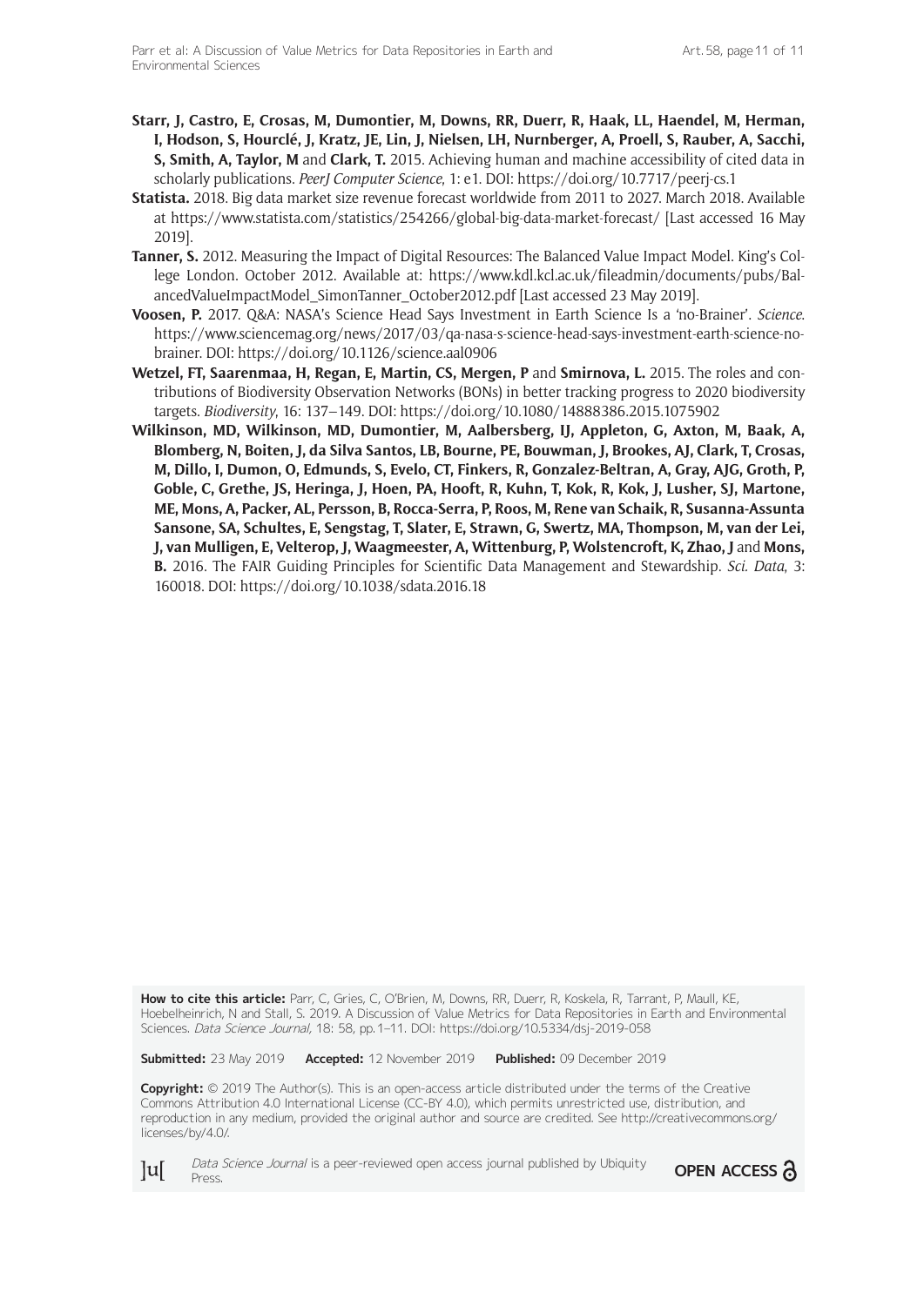**Starr, J, Castro, E, Crosas, M, Dumontier, M, Downs, RR, Duerr, R, Haak, LL, Haendel, M, Herman, I, Hodson, S, Hourclé, J, Kratz, JE, Lin, J, Nielsen, LH, Nurnberger, A, Proell, S, Rauber, A, Sacchi, S, Smith, A, Taylor, M** and **Clark, T.** 2015. Achieving human and machine accessibility of cited data in scholarly publications. *PeerJ Computer Science*, 1: e1. DOI: https://doi.org/10.7717/peerj-cs.1

**Statista.** 2018. Big data market size revenue forecast worldwide from 2011 to 2027. March 2018. Available at https://www.statista.com/statistics/254266/global-big-data-market-forecast/ [Last accessed 16 May 2019].

**Tanner, S.** 2012. Measuring the Impact of Digital Resources: The Balanced Value Impact Model. King's College London. October 2012. Available at: https://www.kdl.kcl.ac.uk/fileadmin/documents/pubs/BalancedValueImpactModel_SimonTanner_October2012.pdf [Last accessed 23 May 2019].

**Voosen, P.** 2017. Q&A: NASA's Science Head Says Investment in Earth Science Is a 'no-Brainer'. *Science*. https://www.sciencemag.org/news/2017/03/qa-nasa-s-science-head-says-investment-earth-science-no-brainer. DOI: https://doi.org/10.1126/science.aal0906

**Wetzel, FT, Saarenmaa, H, Regan, E, Martin, CS, Mergen, P** and **Smirnova, L.** 2015. The roles and contributions of Biodiversity Observation Networks (BONs) in better tracking progress to 2020 biodiversity targets. *Biodiversity*, 16: 137–149. DOI: https://doi.org/10.1080/14888386.2015.1075902

**Wilkinson, MD, Wilkinson, MD, Dumontier, M, Aalbersberg, IJ, Appleton, G, Axton, M, Baak, A, Blomberg, N, Boiten, J, da Silva Santos, LB, Bourne, PE, Bouwman, J, Brookes, AJ, Clark, T, Crosas, M, Dillo, I, Dumon, O, Edmunds, S, Evelo, CT, Finkers, R, Gonzalez-Beltran, A, Gray, AJG, Groth, P, Goble, C, Grethe, JS, Heringa, J, Hoen, PA, Hooft, R, Kuhn, T, Kok, R, Kok, J, Lusher, SJ, Martone, ME, Mons, A, Packer, AL, Persson, B, Rocca-Serra, P, Roos, M, Rene van Schaik, R, Susanna-Assunta Sansone, SA, Schultes, E, Sengstag, T, Slater, E, Strawn, G, Swertz, MA, Thompson, M, van der Lei, J, van Mulligen, E, Velterop, J, Waagmeester, A, Wittenburg, P, Wolstencroft, K, Zhao, J** and **Mons, B.** 2016. The FAIR Guiding Principles for Scientific Data Management and Stewardship. *Sci. Data*, 3: 160018. DOI: https://doi.org/10.1038/sdata.2016.18

**How to cite this article:** Parr, C, Gries, C, O'Brien, M, Downs, RR, Duerr, R, Koskela, R, Tarrant, P, Maull, KE, Hoebelheinrich, N and Stall, S. 2019. A Discussion of Value Metrics for Data Repositories in Earth and Environmental Sciences. *Data Science Journal,* 18: 58, pp. 1–11. DOI: https://doi.org/10.5334/dsj-2019-058

**Submitted:** 23 May 2019 **Accepted:** 12 November 2019 **Published:** 09 December 2019

**Copyright:** © 2019 The Author(s). This is an open-access article distributed under the terms of the Creative Commons Attribution 4.0 International License (CC-BY 4.0), which permits unrestricted use, distribution, and reproduction in any medium, provided the original author and source are credited. See http://creativecommons.org/licenses/by/4.0/.

*Data Science Journal* is a peer-reviewed open access journal published by Ubiquity Press.

**OPEN ACCESS**